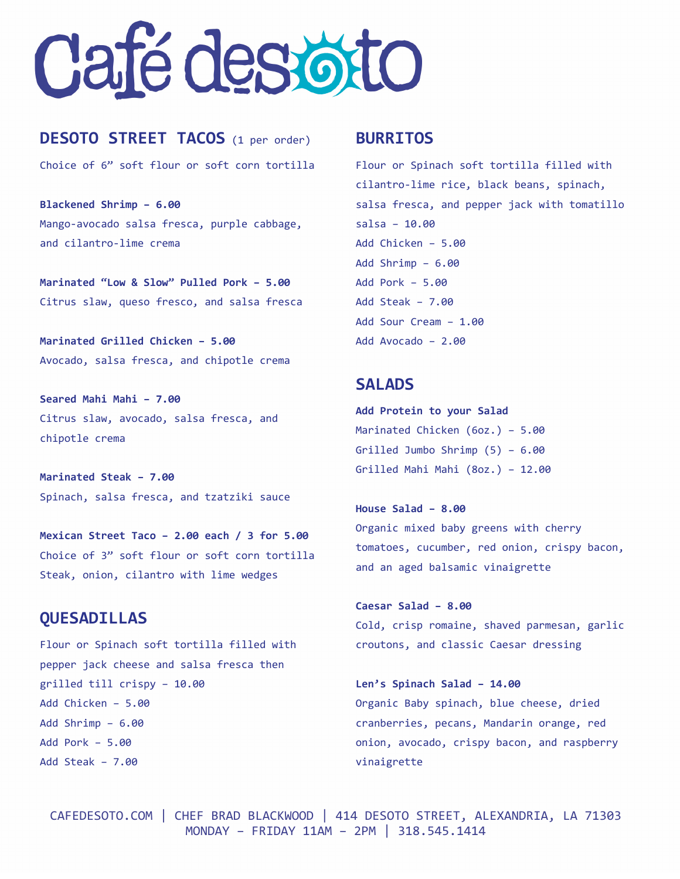# Café desoto

## DESOTO STREET TACOS (1 per order)

Choice of 6" soft flour or soft corn tortilla

**Blackened Shrimp – 6.00**
Mango-avocado salsa fresca, purple cabbage, and cilantro-lime crema

**Marinated "Low & Slow" Pulled Pork – 5.00**
Citrus slaw, queso fresco, and salsa fresca

**Marinated Grilled Chicken – 5.00**
Avocado, salsa fresca, and chipotle crema

**Seared Mahi Mahi – 7.00**
Citrus slaw, avocado, salsa fresca, and chipotle crema

**Marinated Steak – 7.00**
Spinach, salsa fresca, and tzatziki sauce

**Mexican Street Taco – 2.00 each / 3 for 5.00**
Choice of 3" soft flour or soft corn tortilla
Steak, onion, cilantro with lime wedges

## QUESADILLAS

Flour or Spinach soft tortilla filled with pepper jack cheese and salsa fresca then grilled till crispy – 10.00

Add Chicken – 5.00
Add Shrimp – 6.00
Add Pork – 5.00
Add Steak – 7.00

## BURRITOS

Flour or Spinach soft tortilla filled with cilantro-lime rice, black beans, spinach, salsa fresca, and pepper jack with tomatillo salsa – 10.00

Add Chicken – 5.00
Add Shrimp – 6.00
Add Pork – 5.00
Add Steak – 7.00
Add Sour Cream – 1.00
Add Avocado – 2.00

## SALADS

**Add Protein to your Salad**
Marinated Chicken (6oz.) – 5.00
Grilled Jumbo Shrimp (5) – 6.00
Grilled Mahi Mahi (8oz.) – 12.00

**House Salad – 8.00**
Organic mixed baby greens with cherry tomatoes, cucumber, red onion, crispy bacon, and an aged balsamic vinaigrette

**Caesar Salad – 8.00**
Cold, crisp romaine, shaved parmesan, garlic croutons, and classic Caesar dressing

**Len's Spinach Salad – 14.00**
Organic Baby spinach, blue cheese, dried cranberries, pecans, Mandarin orange, red onion, avocado, crispy bacon, and raspberry vinaigrette

CAFEDESOTO.COM | CHEF BRAD BLACKWOOD | 414 DESOTO STREET, ALEXANDRIA, LA 71303
MONDAY – FRIDAY 11AM – 2PM | 318.545.1414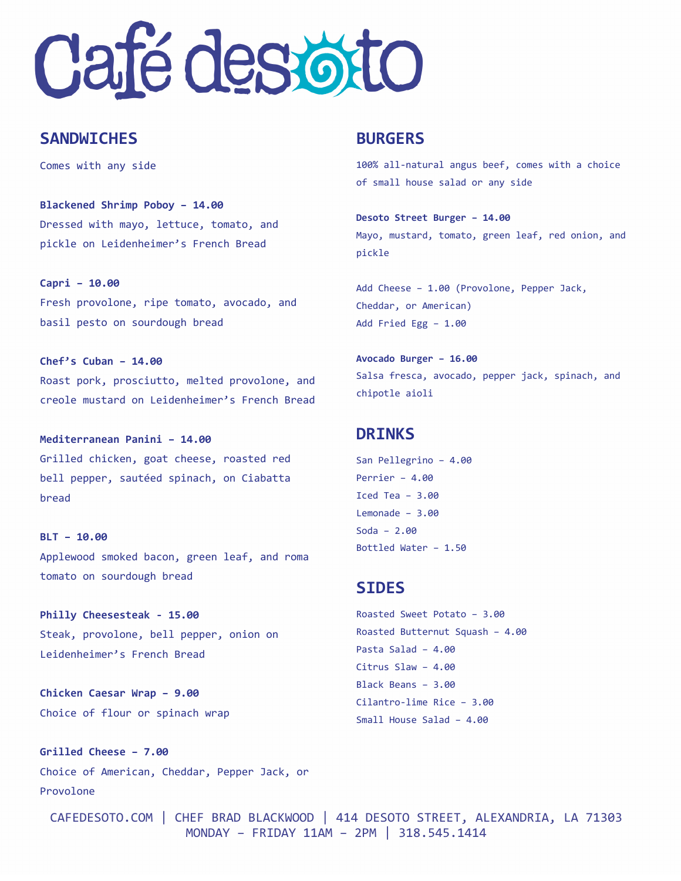# Café desoto

## SANDWICHES

Comes with any side

**Blackened Shrimp Poboy – 14.00**
Dressed with mayo, lettuce, tomato, and pickle on Leidenheimer's French Bread

**Capri – 10.00**
Fresh provolone, ripe tomato, avocado, and basil pesto on sourdough bread

**Chef's Cuban – 14.00**
Roast pork, prosciutto, melted provolone, and creole mustard on Leidenheimer's French Bread

**Mediterranean Panini – 14.00**
Grilled chicken, goat cheese, roasted red bell pepper, sautéed spinach, on Ciabatta bread

**BLT – 10.00**
Applewood smoked bacon, green leaf, and roma tomato on sourdough bread

**Philly Cheesesteak - 15.00**
Steak, provolone, bell pepper, onion on Leidenheimer's French Bread

**Chicken Caesar Wrap – 9.00**
Choice of flour or spinach wrap

**Grilled Cheese – 7.00**
Choice of American, Cheddar, Pepper Jack, or Provolone

## BURGERS

100% all-natural angus beef, comes with a choice of small house salad or any side

**Desoto Street Burger – 14.00**
Mayo, mustard, tomato, green leaf, red onion, and pickle

Add Cheese – 1.00 (Provolone, Pepper Jack, Cheddar, or American)
Add Fried Egg – 1.00

**Avocado Burger – 16.00**
Salsa fresca, avocado, pepper jack, spinach, and chipotle aioli

## DRINKS

San Pellegrino – 4.00
Perrier – 4.00
Iced Tea – 3.00
Lemonade – 3.00
Soda – 2.00
Bottled Water – 1.50

## SIDES

Roasted Sweet Potato – 3.00
Roasted Butternut Squash – 4.00
Pasta Salad – 4.00
Citrus Slaw – 4.00
Black Beans – 3.00
Cilantro-lime Rice – 3.00
Small House Salad – 4.00

CAFEDESOTO.COM | CHEF BRAD BLACKWOOD | 414 DESOTO STREET, ALEXANDRIA, LA 71303
MONDAY – FRIDAY 11AM – 2PM | 318.545.1414